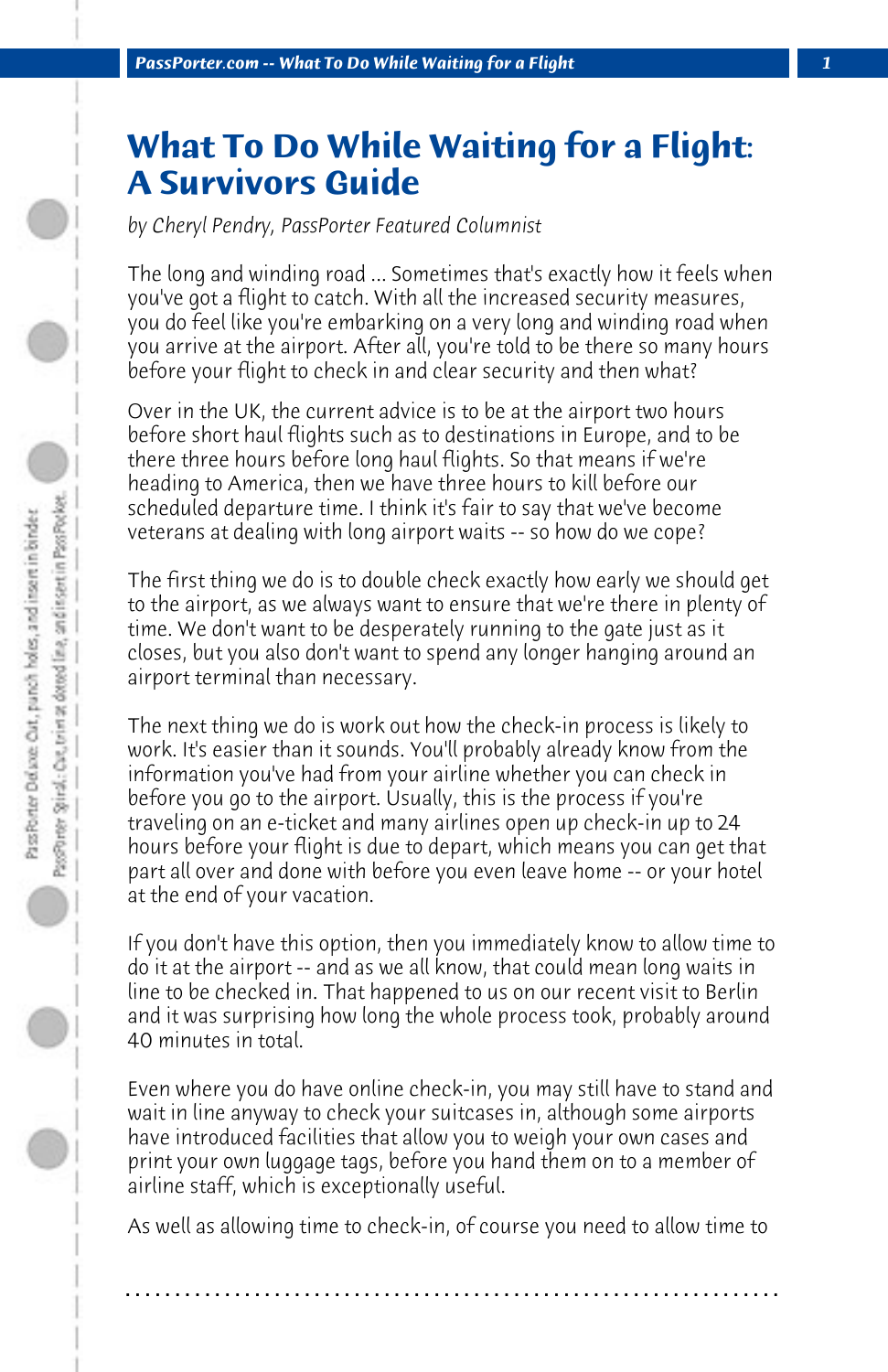# What To Do While Waiting for a Flight: A Survivors Guide

*by Cheryl Pendry, PassPorter Featured Columnist*

The long and winding road ... Sometimes that's exactly how it feels when you've got a flight to catch. With all the increased security measures, you do feel like you're embarking on a very long and winding road when you arrive at the airport. After all, you're told to be there so many hours before your flight to check in and clear security and then what?

Over in the UK, the current advice is to be at the airport two hours before short haul flights such as to destinations in Europe, and to be there three hours before long haul flights. So that means if we're heading to America, then we have three hours to kill before our scheduled departure time. I think it's fair to say that we've become veterans at dealing with long airport waits -- so how do we cope?

The first thing we do is to double check exactly how early we should get to the airport, as we always want to ensure that we're there in plenty of time. We don't want to be desperately running to the gate just as it closes, but you also don't want to spend any longer hanging around an airport terminal than necessary.

The next thing we do is work out how the check-in process is likely to work. It's easier than it sounds. You'll probably already know from the information you've had from your airline whether you can check in before you go to the airport. Usually, this is the process if you're traveling on an e-ticket and many airlines open up check-in up to 24 hours before your flight is due to depart, which means you can get that part all over and done with before you even leave home -- or your hotel at the end of your vacation.

If you don't have this option, then you immediately know to allow time to do it at the airport -- and as we all know, that could mean long waits in line to be checked in. That happened to us on our recent visit to Berlin and it was surprising how long the whole process took, probably around 40 minutes in total.

Even where you do have online check-in, you may still have to stand and wait in line anyway to check your suitcases in, although some airports have introduced facilities that allow you to weigh your own cases and print your own luggage tags, before you hand them on to a member of airline staff, which is exceptionally useful.

As well as allowing time to check-in, of course you need to allow time to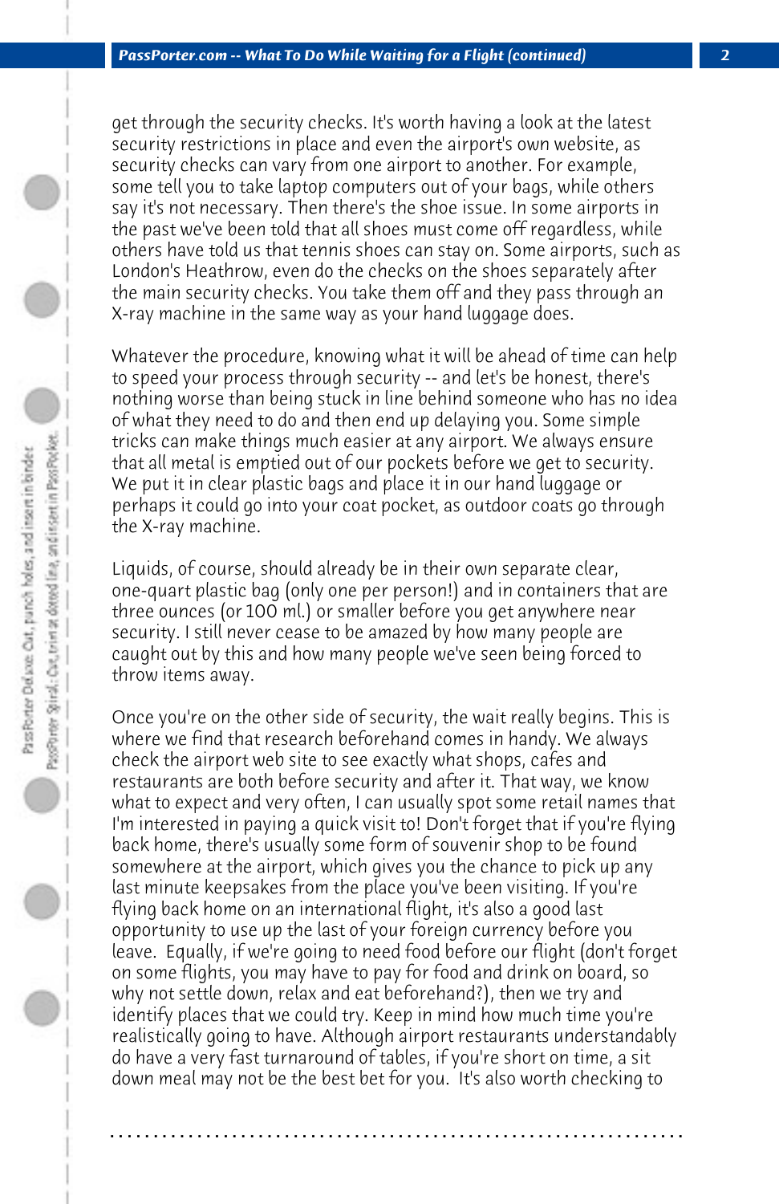get through the security checks. It's worth having a look at the latest security restrictions in place and even the airport's own website, as security checks can vary from one airport to another. For example, some tell you to take laptop computers out of your bags, while others say it's not necessary. Then there's the shoe issue. In some airports in the past we've been told that all shoes must come off regardless, while others have told us that tennis shoes can stay on. Some airports, such as London's Heathrow, even do the checks on the shoes separately after the main security checks. You take them off and they pass through an X-ray machine in the same way as your hand luggage does.

Whatever the procedure, knowing what it will be ahead of time can help to speed your process through security -- and let's be honest, there's nothing worse than being stuck in line behind someone who has no idea of what they need to do and then end up delaying you. Some simple tricks can make things much easier at any airport. We always ensure that all metal is emptied out of our pockets before we get to security. We put it in clear plastic bags and place it in our hand luggage or perhaps it could go into your coat pocket, as outdoor coats go through the X-ray machine.

Liquids, of course, should already be in their own separate clear, one-quart plastic bag (only one per person!) and in containers that are three ounces (or 100 ml.) or smaller before you get anywhere near security. I still never cease to be amazed by how many people are caught out by this and how many people we've seen being forced to throw items away.

Once you're on the other side of security, the wait really begins. This is where we find that research beforehand comes in handy. We always check the airport web site to see exactly what shops, cafes and restaurants are both before security and after it. That way, we know what to expect and very often, I can usually spot some retail names that I'm interested in paying a quick visit to! Don't forget that if you're flying back home, there's usually some form of souvenir shop to be found somewhere at the airport, which gives you the chance to pick up any last minute keepsakes from the place you've been visiting. If you're flying back home on an international flight, it's also a good last opportunity to use up the last of your foreign currency before you leave. Equally, if we're going to need food before our flight (don't forget on some flights, you may have to pay for food and drink on board, so why not settle down, relax and eat beforehand?), then we try and identify places that we could try. Keep in mind how much time you're realistically going to have. Although airport restaurants understandably do have a very fast turnaround of tables, if you're short on time, a sit down meal may not be the best bet for you. It's also worth checking to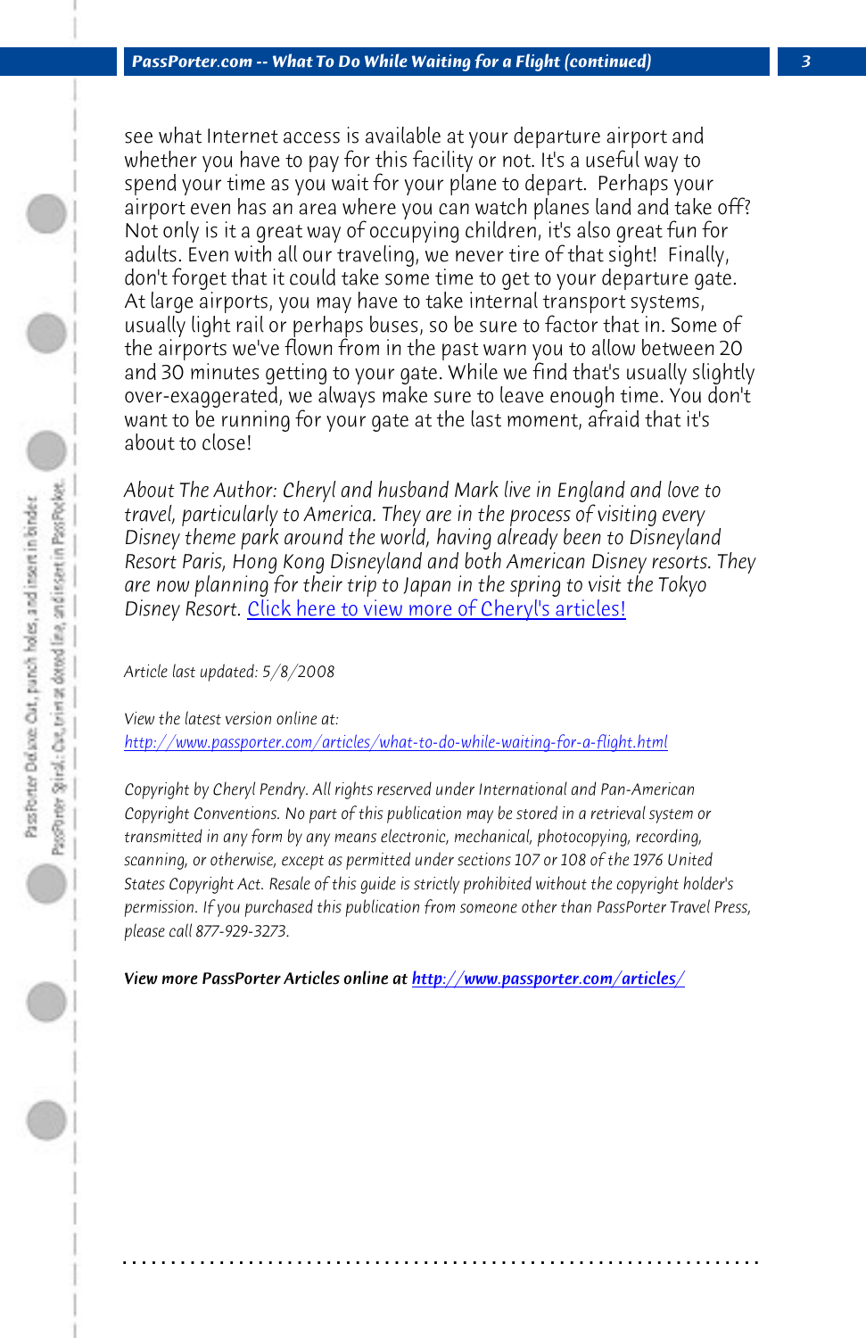see what Internet access is available at your departure airport and whether you have to pay for this facility or not. It's a useful way to spend your time as you wait for your plane to depart. Perhaps your airport even has an area where you can watch planes land and take off? Not only is it a great way of occupying children, it's also great fun for adults. Even with all our traveling, we never tire of that sight! Finally, don't forget that it could take some time to get to your departure gate. At large airports, you may have to take internal transport systems, usually light rail or perhaps buses, so be sure to factor that in. Some of the airports we've flown from in the past warn you to allow between 20 and 30 minutes getting to your gate. While we find that's usually slightly over-exaggerated, we always make sure to leave enough time. You don't want to be running for your gate at the last moment, afraid that it's about to close!

*About The Author: Cheryl and husband Mark live in England and love to travel, particularly to America. They are in the process of visiting every Disney theme park around the world, having already been to Disneyland Resort Paris, Hong Kong Disneyland and both American Disney resorts. They are now planning for their trip to Japan in the spring to visit the Tokyo Disney Resort.* Click here to view more of Cheryl's articles!

*Article last updated: 5/8/2008*

*View the latest version online at:*
http://www.passporter.com/articles/what-to-do-while-waiting-for-a-flight.html

*Copyright by Cheryl Pendry. All rights reserved under International and Pan-American Copyright Conventions. No part of this publication may be stored in a retrieval system or transmitted in any form by any means electronic, mechanical, photocopying, recording, scanning, or otherwise, except as permitted under sections 107 or 108 of the 1976 United States Copyright Act. Resale of this guide is strictly prohibited without the copyright holder's permission. If you purchased this publication from someone other than PassPorter Travel Press, please call 877-929-3273.*

***View more PassPorter Articles online at http://www.passporter.com/articles/***